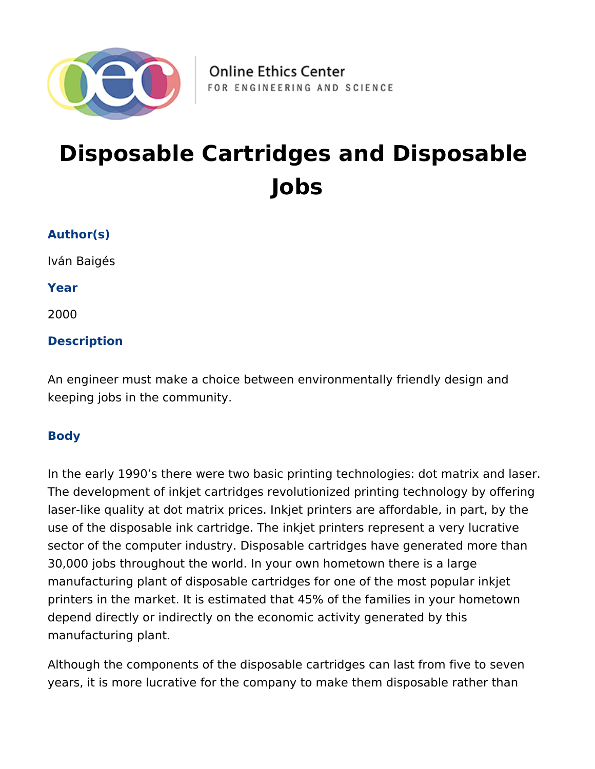Online Ethics Center
FOR ENGINEERING AND SCIENCE

# Disposable Cartridges and Disposable Jobs

### Author(s)

Iván Baigés

### Year

2000

### Description

An engineer must make a choice between environmentally friendly design and keeping jobs in the community.

### Body

In the early 1990’s there were two basic printing technologies: dot matrix and laser. The development of inkjet cartridges revolutionized printing technology by offering laser-like quality at dot matrix prices. Inkjet printers are affordable, in part, by the use of the disposable ink cartridge. The inkjet printers represent a very lucrative sector of the computer industry. Disposable cartridges have generated more than 30,000 jobs throughout the world. In your own hometown there is a large manufacturing plant of disposable cartridges for one of the most popular inkjet printers in the market. It is estimated that 45% of the families in your hometown depend directly or indirectly on the economic activity generated by this manufacturing plant.

Although the components of the disposable cartridges can last from five to seven years, it is more lucrative for the company to make them disposable rather than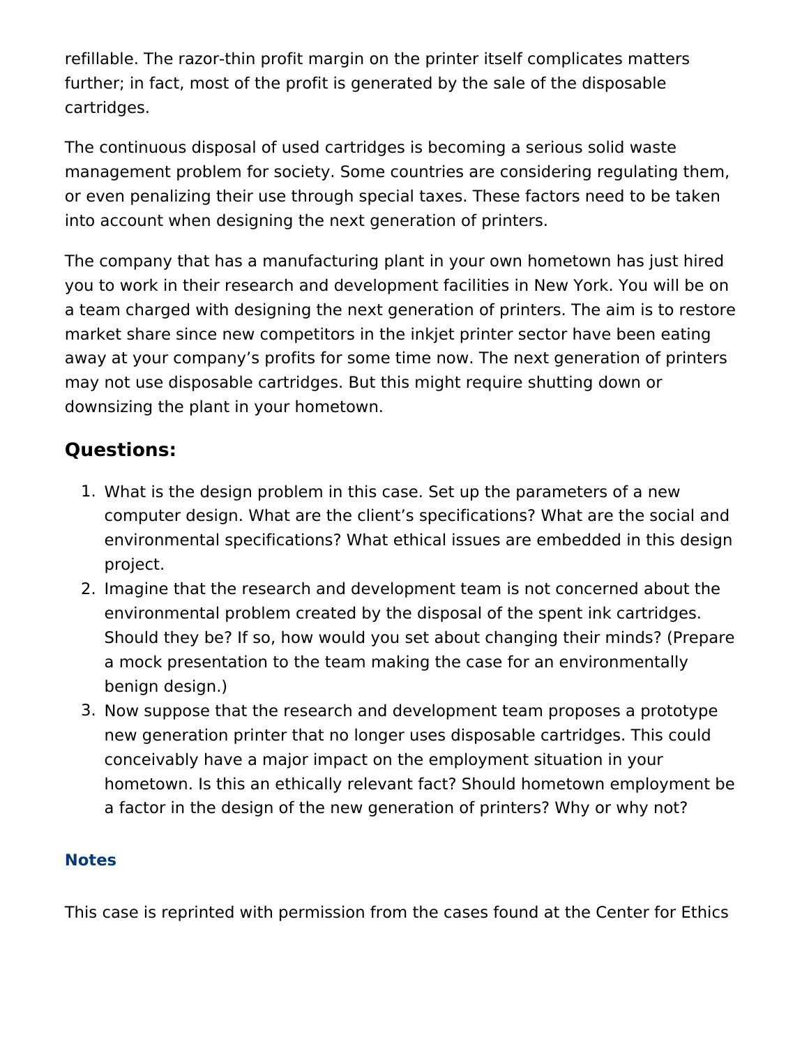refillable. The razor-thin profit margin on the printer itself complicates matters further; in fact, most of the profit is generated by the sale of the disposable cartridges.

The continuous disposal of used cartridges is becoming a serious solid waste management problem for society. Some countries are considering regulating them, or even penalizing their use through special taxes. These factors need to be taken into account when designing the next generation of printers.

The company that has a manufacturing plant in your own hometown has just hired you to work in their research and development facilities in New York. You will be on a team charged with designing the next generation of printers. The aim is to restore market share since new competitors in the inkjet printer sector have been eating away at your company's profits for some time now. The next generation of printers may not use disposable cartridges. But this might require shutting down or downsizing the plant in your hometown.

## Questions:

1. What is the design problem in this case. Set up the parameters of a new computer design. What are the client's specifications? What are the social and environmental specifications? What ethical issues are embedded in this design project.
2. Imagine that the research and development team is not concerned about the environmental problem created by the disposal of the spent ink cartridges. Should they be? If so, how would you set about changing their minds? (Prepare a mock presentation to the team making the case for an environmentally benign design.)
3. Now suppose that the research and development team proposes a prototype new generation printer that no longer uses disposable cartridges. This could conceivably have a major impact on the employment situation in your hometown. Is this an ethically relevant fact? Should hometown employment be a factor in the design of the new generation of printers? Why or why not?

### Notes

This case is reprinted with permission from the cases found at the Center for Ethics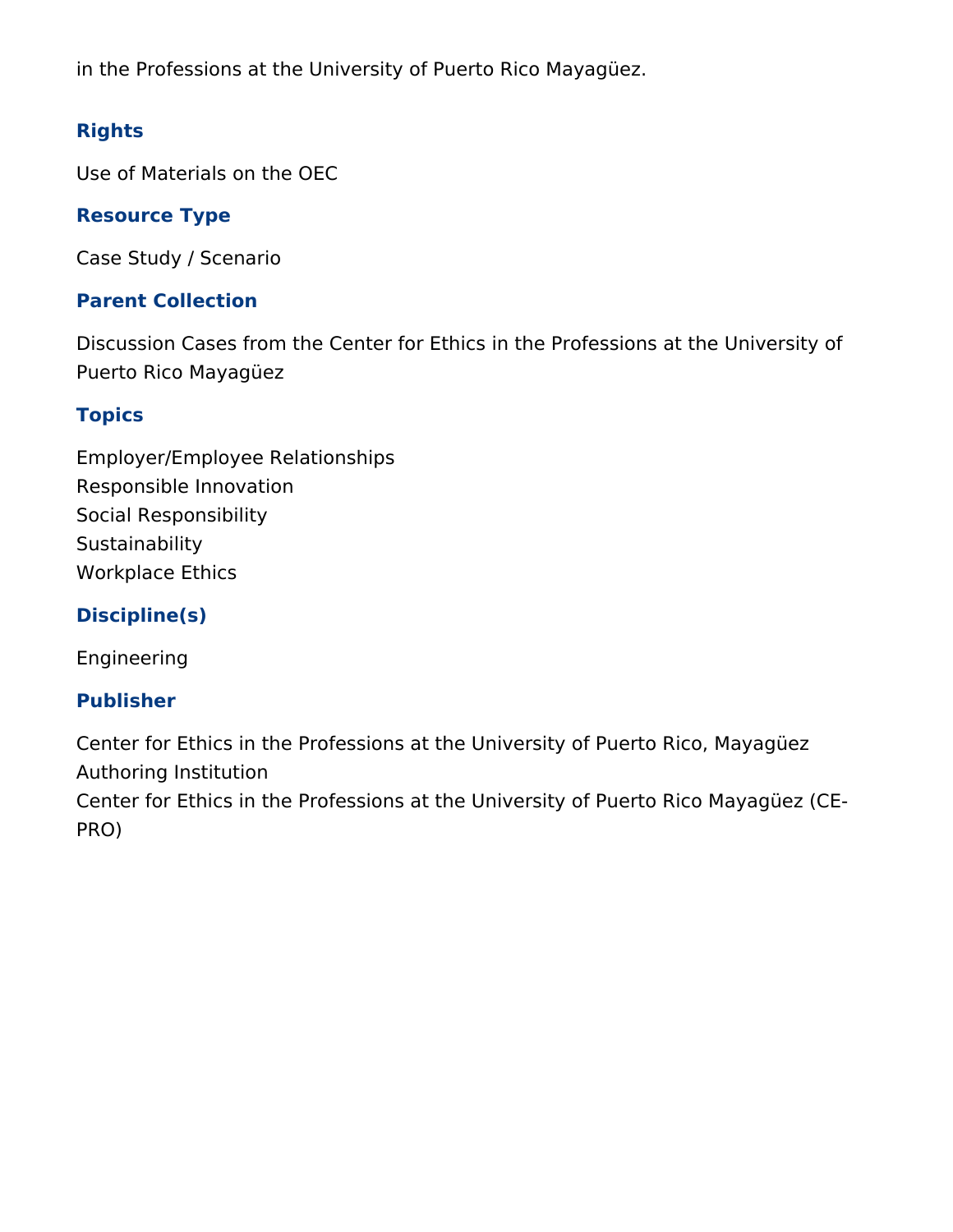in the Professions at the University of Puerto Rico Mayagüez.

### Rights

Use of Materials on the OEC

### Resource Type

Case Study / Scenario

### Parent Collection

Discussion Cases from the Center for Ethics in the Professions at the University of Puerto Rico Mayagüez

### Topics

Employer/Employee Relationships
Responsible Innovation
Social Responsibility
Sustainability
Workplace Ethics

### Discipline(s)

Engineering

### Publisher

Center for Ethics in the Professions at the University of Puerto Rico, Mayagüez
Authoring Institution
Center for Ethics in the Professions at the University of Puerto Rico Mayagüez (CE-PRO)